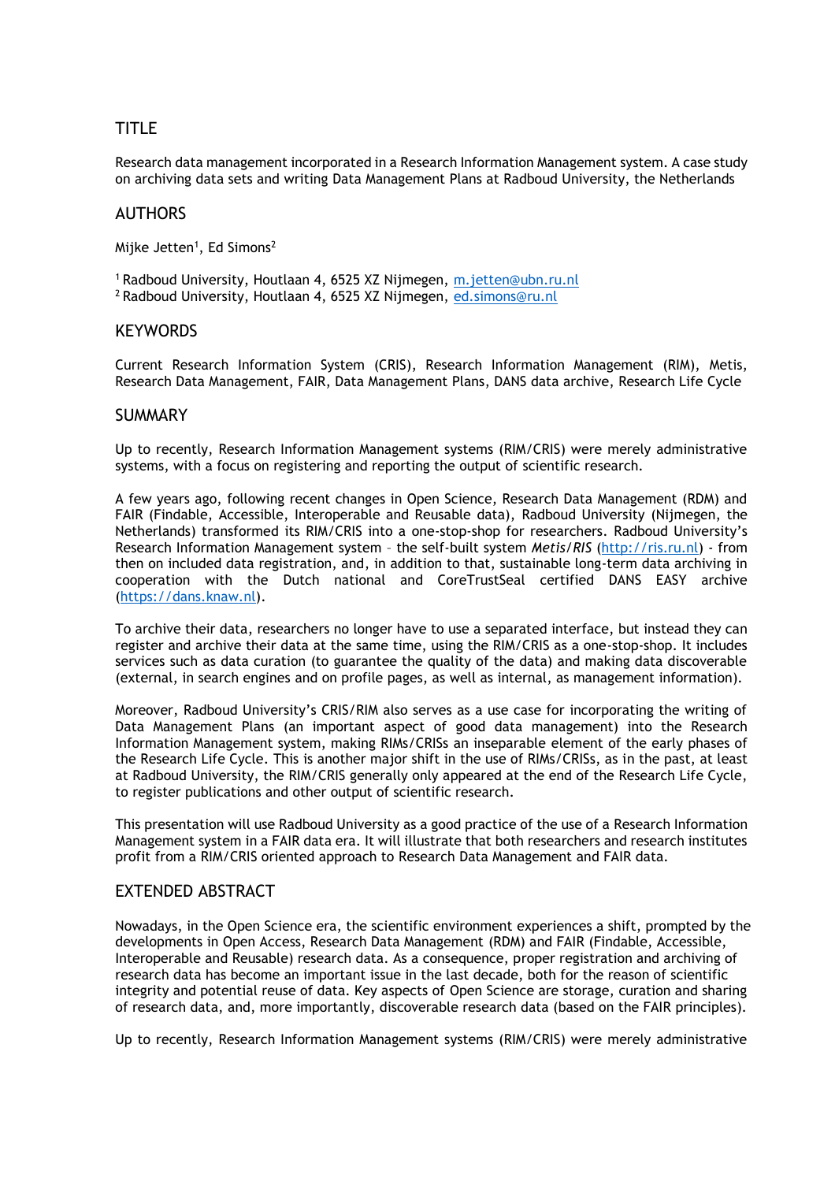## TITLE

Research data management incorporated in a Research Information Management system. A case study on archiving data sets and writing Data Management Plans at Radboud University, the Netherlands

## AUTHORS

Mijke Jetten[1], Ed Simons[2]

[1] Radboud University, Houtlaan 4, 6525 XZ Nijmegen, m.jetten@ubn.ru.nl
[2] Radboud University, Houtlaan 4, 6525 XZ Nijmegen, ed.simons@ru.nl

## KEYWORDS

Current Research Information System (CRIS), Research Information Management (RIM), Metis, Research Data Management, FAIR, Data Management Plans, DANS data archive, Research Life Cycle

## SUMMARY

Up to recently, Research Information Management systems (RIM/CRIS) were merely administrative systems, with a focus on registering and reporting the output of scientific research.

A few years ago, following recent changes in Open Science, Research Data Management (RDM) and FAIR (Findable, Accessible, Interoperable and Reusable data), Radboud University (Nijmegen, the Netherlands) transformed its RIM/CRIS into a one-stop-shop for researchers. Radboud University's Research Information Management system – the self-built system *Metis/RIS* (http://ris.ru.nl) - from then on included data registration, and, in addition to that, sustainable long-term data archiving in cooperation with the Dutch national and CoreTrustSeal certified DANS EASY archive (https://dans.knaw.nl).

To archive their data, researchers no longer have to use a separated interface, but instead they can register and archive their data at the same time, using the RIM/CRIS as a one-stop-shop. It includes services such as data curation (to guarantee the quality of the data) and making data discoverable (external, in search engines and on profile pages, as well as internal, as management information).

Moreover, Radboud University's CRIS/RIM also serves as a use case for incorporating the writing of Data Management Plans (an important aspect of good data management) into the Research Information Management system, making RIMs/CRISs an inseparable element of the early phases of the Research Life Cycle. This is another major shift in the use of RIMs/CRISs, as in the past, at least at Radboud University, the RIM/CRIS generally only appeared at the end of the Research Life Cycle, to register publications and other output of scientific research.

This presentation will use Radboud University as a good practice of the use of a Research Information Management system in a FAIR data era. It will illustrate that both researchers and research institutes profit from a RIM/CRIS oriented approach to Research Data Management and FAIR data.

## EXTENDED ABSTRACT

Nowadays, in the Open Science era, the scientific environment experiences a shift, prompted by the developments in Open Access, Research Data Management (RDM) and FAIR (Findable, Accessible, Interoperable and Reusable) research data. As a consequence, proper registration and archiving of research data has become an important issue in the last decade, both for the reason of scientific integrity and potential reuse of data. Key aspects of Open Science are storage, curation and sharing of research data, and, more importantly, discoverable research data (based on the FAIR principles).

Up to recently, Research Information Management systems (RIM/CRIS) were merely administrative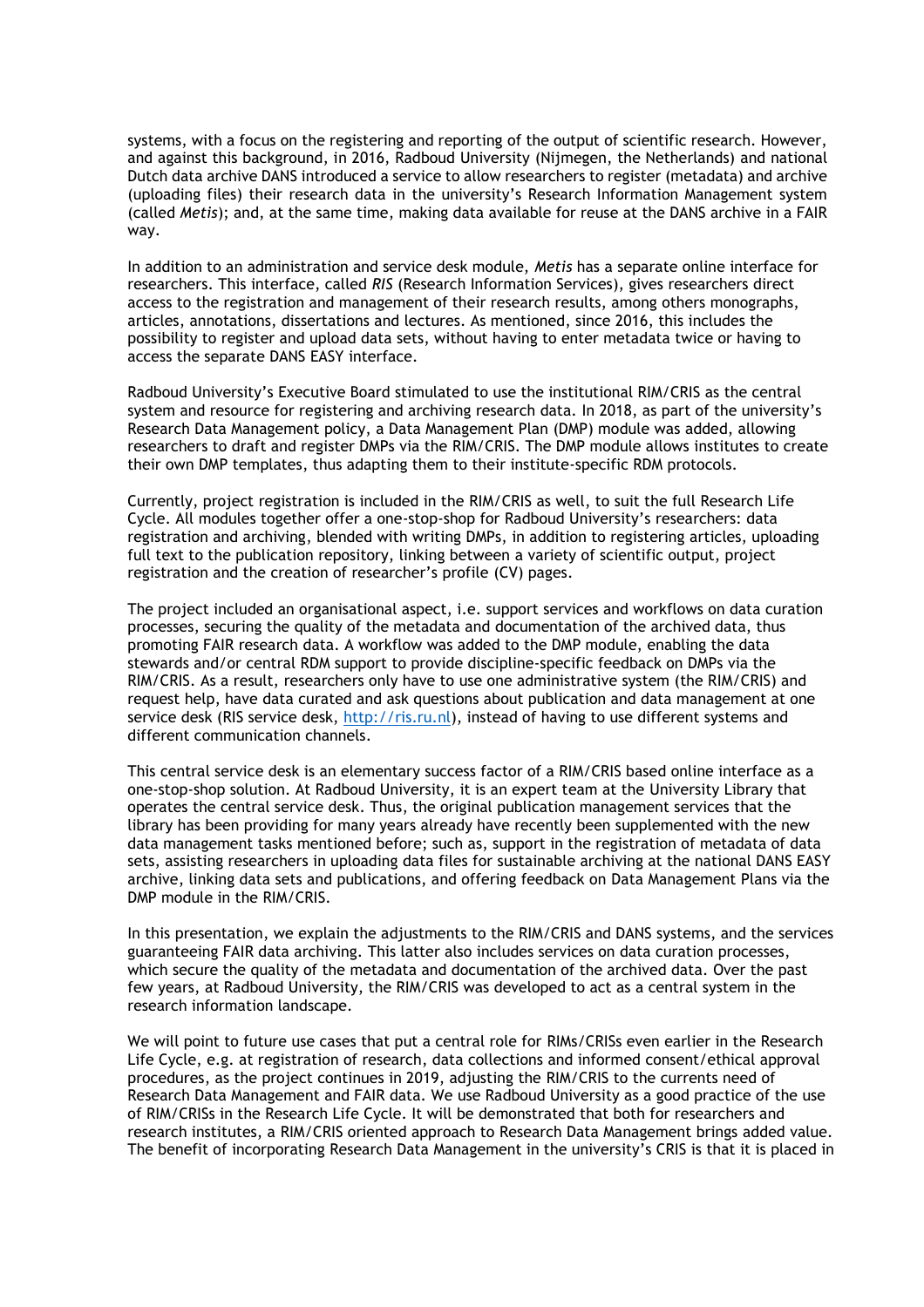systems, with a focus on the registering and reporting of the output of scientific research. However, and against this background, in 2016, Radboud University (Nijmegen, the Netherlands) and national Dutch data archive DANS introduced a service to allow researchers to register (metadata) and archive (uploading files) their research data in the university's Research Information Management system (called *Metis*); and, at the same time, making data available for reuse at the DANS archive in a FAIR way.

In addition to an administration and service desk module, *Metis* has a separate online interface for researchers. This interface, called *RIS* (Research Information Services), gives researchers direct access to the registration and management of their research results, among others monographs, articles, annotations, dissertations and lectures. As mentioned, since 2016, this includes the possibility to register and upload data sets, without having to enter metadata twice or having to access the separate DANS EASY interface.

Radboud University's Executive Board stimulated to use the institutional RIM/CRIS as the central system and resource for registering and archiving research data. In 2018, as part of the university's Research Data Management policy, a Data Management Plan (DMP) module was added, allowing researchers to draft and register DMPs via the RIM/CRIS. The DMP module allows institutes to create their own DMP templates, thus adapting them to their institute-specific RDM protocols.

Currently, project registration is included in the RIM/CRIS as well, to suit the full Research Life Cycle. All modules together offer a one-stop-shop for Radboud University's researchers: data registration and archiving, blended with writing DMPs, in addition to registering articles, uploading full text to the publication repository, linking between a variety of scientific output, project registration and the creation of researcher's profile (CV) pages.

The project included an organisational aspect, i.e. support services and workflows on data curation processes, securing the quality of the metadata and documentation of the archived data, thus promoting FAIR research data. A workflow was added to the DMP module, enabling the data stewards and/or central RDM support to provide discipline-specific feedback on DMPs via the RIM/CRIS. As a result, researchers only have to use one administrative system (the RIM/CRIS) and request help, have data curated and ask questions about publication and data management at one service desk (RIS service desk, http://ris.ru.nl), instead of having to use different systems and different communication channels.

This central service desk is an elementary success factor of a RIM/CRIS based online interface as a one-stop-shop solution. At Radboud University, it is an expert team at the University Library that operates the central service desk. Thus, the original publication management services that the library has been providing for many years already have recently been supplemented with the new data management tasks mentioned before; such as, support in the registration of metadata of data sets, assisting researchers in uploading data files for sustainable archiving at the national DANS EASY archive, linking data sets and publications, and offering feedback on Data Management Plans via the DMP module in the RIM/CRIS.

In this presentation, we explain the adjustments to the RIM/CRIS and DANS systems, and the services guaranteeing FAIR data archiving. This latter also includes services on data curation processes, which secure the quality of the metadata and documentation of the archived data. Over the past few years, at Radboud University, the RIM/CRIS was developed to act as a central system in the research information landscape.

We will point to future use cases that put a central role for RIMs/CRISs even earlier in the Research Life Cycle, e.g. at registration of research, data collections and informed consent/ethical approval procedures, as the project continues in 2019, adjusting the RIM/CRIS to the currents need of Research Data Management and FAIR data. We use Radboud University as a good practice of the use of RIM/CRISs in the Research Life Cycle. It will be demonstrated that both for researchers and research institutes, a RIM/CRIS oriented approach to Research Data Management brings added value. The benefit of incorporating Research Data Management in the university's CRIS is that it is placed in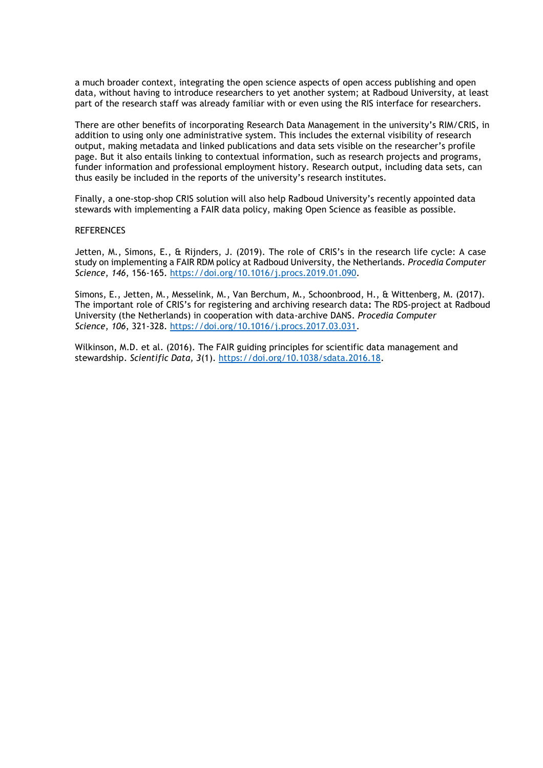a much broader context, integrating the open science aspects of open access publishing and open data, without having to introduce researchers to yet another system; at Radboud University, at least part of the research staff was already familiar with or even using the RIS interface for researchers.

There are other benefits of incorporating Research Data Management in the university's RIM/CRIS, in addition to using only one administrative system. This includes the external visibility of research output, making metadata and linked publications and data sets visible on the researcher's profile page. But it also entails linking to contextual information, such as research projects and programs, funder information and professional employment history. Research output, including data sets, can thus easily be included in the reports of the university's research institutes.

Finally, a one-stop-shop CRIS solution will also help Radboud University's recently appointed data stewards with implementing a FAIR data policy, making Open Science as feasible as possible.

## REFERENCES

Jetten, M., Simons, E., & Rijnders, J. (2019). The role of CRIS's in the research life cycle: A case study on implementing a FAIR RDM policy at Radboud University, the Netherlands. *Procedia Computer Science*, *146*, 156-165. https://doi.org/10.1016/j.procs.2019.01.090.

Simons, E., Jetten, M., Messelink, M., Van Berchum, M., Schoonbrood, H., & Wittenberg, M. (2017). The important role of CRIS's for registering and archiving research data**:** The RDS-project at Radboud University (the Netherlands) in cooperation with data-archive DANS. *Procedia Computer Science*, *106*, 321-328. https://doi.org/10.1016/j.procs.2017.03.031.

Wilkinson, M.D. et al. (2016). The FAIR guiding principles for scientific data management and stewardship. *Scientific Data, 3*(1). https://doi.org/10.1038/sdata.2016.18.